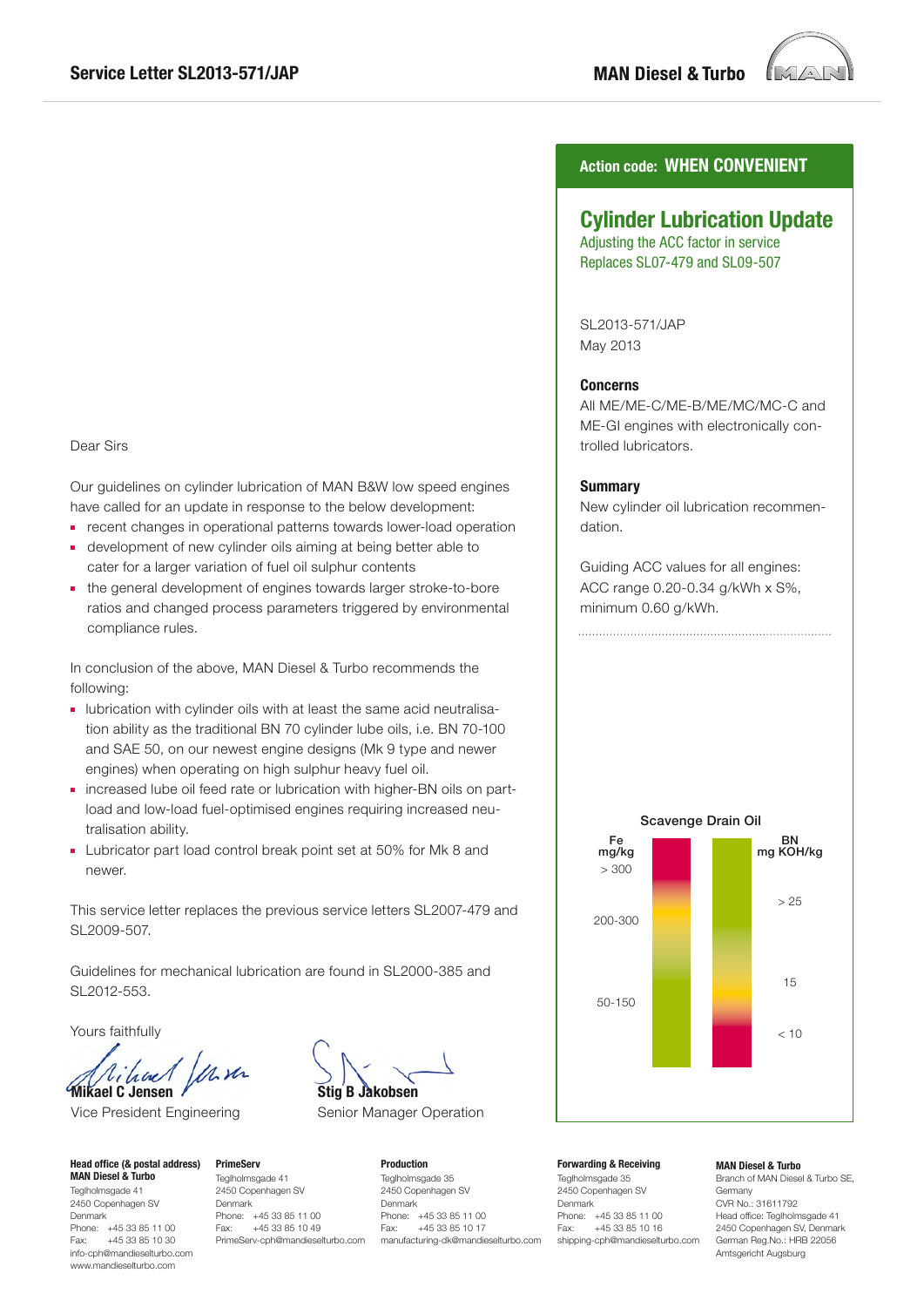Service Letter SL2013-571/JAP

MAN Diesel & Turbo

**Action code: WHEN CONVENIENT**

# Cylinder Lubrication Update

Adjusting the ACC factor in service
Replaces SL07-479 and SL09-507

SL2013-571/JAP
May 2013

### Concerns

All ME/ME-C/ME-B/ME/MC/MC-C and ME-GI engines with electronically controlled lubricators.

### Summary

New cylinder oil lubrication recommendation.

Guiding ACC values for all engines:
ACC range 0.20-0.34 g/kWh x S%, minimum 0.60 g/kWh.

Scavenge Drain Oil

| Fe mg/kg | BN mg KOH/kg |
|---|---|
| > 300 | > 25 |
| 200-300 | 15 |
| 50-150 | < 10 |

Dear Sirs

Our guidelines on cylinder lubrication of MAN B&W low speed engines have called for an update in response to the below development:

- recent changes in operational patterns towards lower-load operation
- development of new cylinder oils aiming at being better able to cater for a larger variation of fuel oil sulphur contents
- the general development of engines towards larger stroke-to-bore ratios and changed process parameters triggered by environmental compliance rules.

In conclusion of the above, MAN Diesel & Turbo recommends the following:

- lubrication with cylinder oils with at least the same acid neutralisation ability as the traditional BN 70 cylinder lube oils, i.e. BN 70-100 and SAE 50, on our newest engine designs (Mk 9 type and newer engines) when operating on high sulphur heavy fuel oil.
- increased lube oil feed rate or lubrication with higher-BN oils on part-load and low-load fuel-optimised engines requiring increased neutralisation ability.
- Lubricator part load control break point set at 50% for Mk 8 and newer.

This service letter replaces the previous service letters SL2007-479 and SL2009-507.

Guidelines for mechanical lubrication are found in SL2000-385 and SL2012-553.

Yours faithfully

**Mikael C Jensen**
Vice President Engineering

**Stig B Jakobsen**
Senior Manager Operation

**Head office (& postal address)**
**MAN Diesel & Turbo**
Teglholmsgade 41
2450 Copenhagen SV
Denmark
Phone: +45 33 85 11 00
Fax: +45 33 85 10 30
info-cph@mandieselturbo.com
www.mandieselturbo.com

**PrimeServ**
Teglholmsgade 41
2450 Copenhagen SV
Denmark
Phone: +45 33 85 11 00
Fax: +45 33 85 10 49
PrimeServ-cph@mandieselturbo.com

**Production**
Teglholmsgade 35
2450 Copenhagen SV
Denmark
Phone: +45 33 85 11 00
Fax: +45 33 85 10 17
manufacturing-dk@mandieselturbo.com

**Forwarding & Receiving**
Teglholmsgade 35
2450 Copenhagen SV
Denmark
Phone: +45 33 85 11 00
Fax: +45 33 85 10 16
shipping-cph@mandieselturbo.com

**MAN Diesel & Turbo**
Branch of MAN Diesel & Turbo SE, Germany
CVR No.: 31611792
Head office: Teglholmsgade 41
2450 Copenhagen SV, Denmark
German Reg.No.: HRB 22056
Amtsgericht Augsburg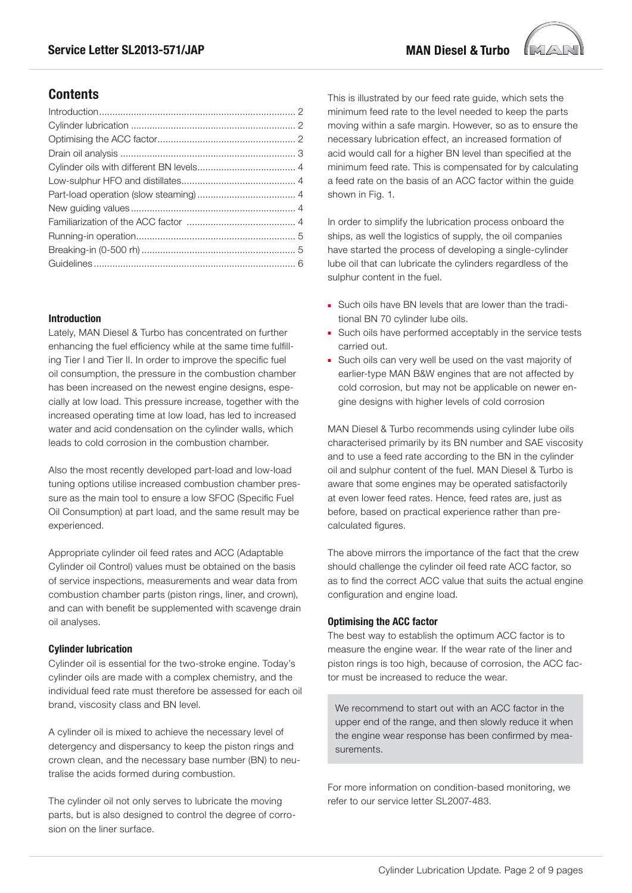## Contents

| | |
|---|---|
| Introduction | 2 |
| Cylinder lubrication | 2 |
| Optimising the ACC factor | 2 |
| Drain oil analysis | 3 |
| Cylinder oils with different BN levels | 4 |
| Low-sulphur HFO and distillates | 4 |
| Part-load operation (slow steaming) | 4 |
| New guiding values | 4 |
| Familiarization of the ACC factor | 4 |
| Running-in operation | 5 |
| Breaking-in (0-500 rh) | 5 |
| Guidelines | 6 |

### Introduction

Lately, MAN Diesel & Turbo has concentrated on further enhancing the fuel efficiency while at the same time fulfilling Tier I and Tier II. In order to improve the specific fuel oil consumption, the pressure in the combustion chamber has been increased on the newest engine designs, especially at low load. This pressure increase, together with the increased operating time at low load, has led to increased water and acid condensation on the cylinder walls, which leads to cold corrosion in the combustion chamber.

Also the most recently developed part-load and low-load tuning options utilise increased combustion chamber pressure as the main tool to ensure a low SFOC (Specific Fuel Oil Consumption) at part load, and the same result may be experienced.

Appropriate cylinder oil feed rates and ACC (Adaptable Cylinder oil Control) values must be obtained on the basis of service inspections, measurements and wear data from combustion chamber parts (piston rings, liner, and crown), and can with benefit be supplemented with scavenge drain oil analyses.

### Cylinder lubrication

Cylinder oil is essential for the two-stroke engine. Today's cylinder oils are made with a complex chemistry, and the individual feed rate must therefore be assessed for each oil brand, viscosity class and BN level.

A cylinder oil is mixed to achieve the necessary level of detergency and dispersancy to keep the piston rings and crown clean, and the necessary base number (BN) to neutralise the acids formed during combustion.

The cylinder oil not only serves to lubricate the moving parts, but is also designed to control the degree of corrosion on the liner surface.

This is illustrated by our feed rate guide, which sets the minimum feed rate to the level needed to keep the parts moving within a safe margin. However, so as to ensure the necessary lubrication effect, an increased formation of acid would call for a higher BN level than specified at the minimum feed rate. This is compensated for by calculating a feed rate on the basis of an ACC factor within the guide shown in Fig. 1.

In order to simplify the lubrication process onboard the ships, as well the logistics of supply, the oil companies have started the process of developing a single-cylinder lube oil that can lubricate the cylinders regardless of the sulphur content in the fuel.

- Such oils have BN levels that are lower than the traditional BN 70 cylinder lube oils.
- Such oils have performed acceptably in the service tests carried out.
- Such oils can very well be used on the vast majority of earlier-type MAN B&W engines that are not affected by cold corrosion, but may not be applicable on newer engine designs with higher levels of cold corrosion

MAN Diesel & Turbo recommends using cylinder lube oils characterised primarily by its BN number and SAE viscosity and to use a feed rate according to the BN in the cylinder oil and sulphur content of the fuel. MAN Diesel & Turbo is aware that some engines may be operated satisfactorily at even lower feed rates. Hence, feed rates are, just as before, based on practical experience rather than pre-calculated figures.

The above mirrors the importance of the fact that the crew should challenge the cylinder oil feed rate ACC factor, so as to find the correct ACC value that suits the actual engine configuration and engine load.

### Optimising the ACC factor

The best way to establish the optimum ACC factor is to measure the engine wear. If the wear rate of the liner and piston rings is too high, because of corrosion, the ACC factor must be increased to reduce the wear.

> We recommend to start out with an ACC factor in the upper end of the range, and then slowly reduce it when the engine wear response has been confirmed by measurements.

For more information on condition-based monitoring, we refer to our service letter SL2007-483.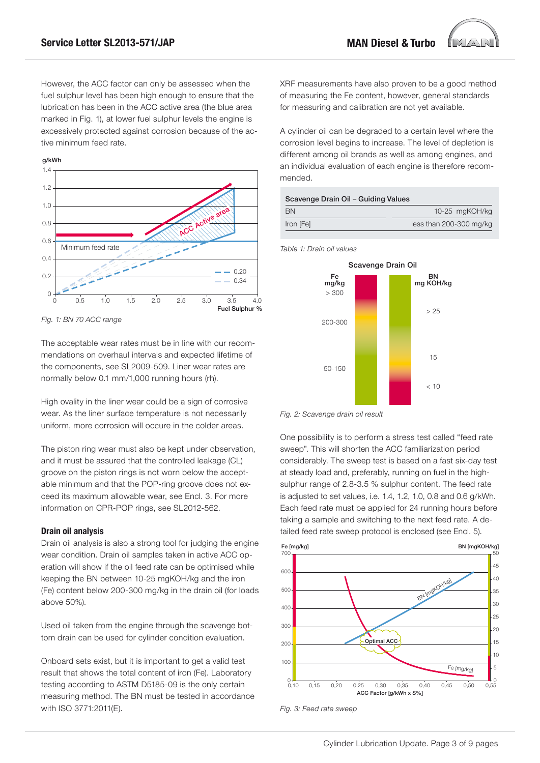However, the ACC factor can only be assessed when the fuel sulphur level has been high enough to ensure that the lubrication has been in the ACC active area (the blue area marked in Fig. 1), at lower fuel sulphur levels the engine is excessively protected against corrosion because of the active minimum feed rate.

Fig. 1: BN 70 ACC range

The acceptable wear rates must be in line with our recommendations on overhaul intervals and expected lifetime of the components, see SL2009-509. Liner wear rates are normally below 0.1 mm/1,000 running hours (rh).

High ovality in the liner wear could be a sign of corrosive wear. As the liner surface temperature is not necessarily uniform, more corrosion will occure in the colder areas.

The piston ring wear must also be kept under observation, and it must be assured that the controlled leakage (CL) groove on the piston rings is not worn below the acceptable minimum and that the POP-ring groove does not exceed its maximum allowable wear, see Encl. 3. For more information on CPR-POP rings, see SL2012-562.

### Drain oil analysis

Drain oil analysis is also a strong tool for judging the engine wear condition. Drain oil samples taken in active ACC operation will show if the oil feed rate can be optimised while keeping the BN between 10-25 mgKOH/kg and the iron (Fe) content below 200-300 mg/kg in the drain oil (for loads above 50%).

Used oil taken from the engine through the scavenge bottom drain can be used for cylinder condition evaluation.

Onboard sets exist, but it is important to get a valid test result that shows the total content of iron (Fe). Laboratory testing according to ASTM D5185-09 is the only certain measuring method. The BN must be tested in accordance with ISO 3771:2011(E).

XRF measurements have also proven to be a good method of measuring the Fe content, however, general standards for measuring and calibration are not yet available.

A cylinder oil can be degraded to a certain level where the corrosion level begins to increase. The level of depletion is different among oil brands as well as among engines, and an individual evaluation of each engine is therefore recommended.

| Scavenge Drain Oil – Guiding Values | |
|---|---|
| BN | 10-25 mgKOH/kg |
| Iron [Fe] | less than 200-300 mg/kg |

*Table 1: Drain oil values*

Fig. 2: Scavenge drain oil result

One possibility is to perform a stress test called "feed rate sweep". This will shorten the ACC familiarization period considerably. The sweep test is based on a fast six-day test at steady load and, preferably, running on fuel in the high-sulphur range of 2.8-3.5 % sulphur content. The feed rate is adjusted to set values, i.e. 1.4, 1.2, 1.0, 0.8 and 0.6 g/kWh. Each feed rate must be applied for 24 running hours before taking a sample and switching to the next feed rate. A detailed feed rate sweep protocol is enclosed (see Encl. 5).

Fig. 3: Feed rate sweep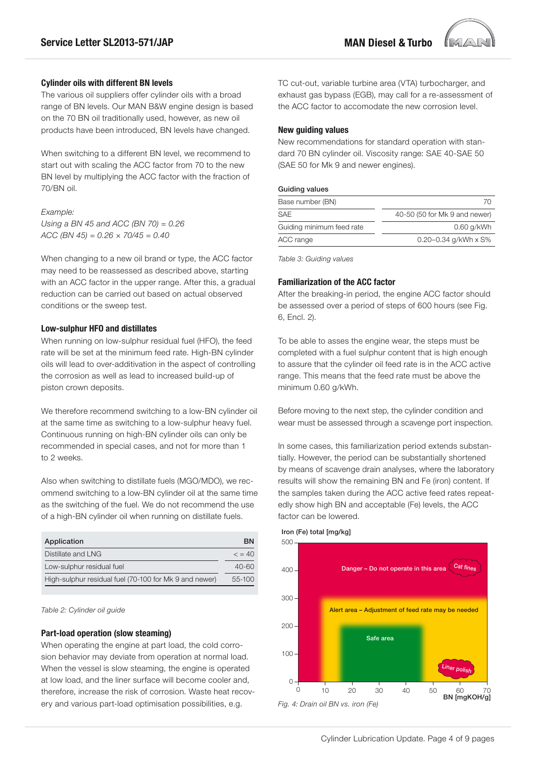### Cylinder oils with different BN levels

The various oil suppliers offer cylinder oils with a broad range of BN levels. Our MAN B&W engine design is based on the 70 BN oil traditionally used, however, as new oil products have been introduced, BN levels have changed.

When switching to a different BN level, we recommend to start out with scaling the ACC factor from 70 to the new BN level by multiplying the ACC factor with the fraction of 70/BN oil.

*Example:*
*Using a BN 45 and ACC (BN 70) = 0.26*
*ACC (BN 45) = 0.26 × 70/45 = 0.40*

When changing to a new oil brand or type, the ACC factor may need to be reassessed as described above, starting with an ACC factor in the upper range. After this, a gradual reduction can be carried out based on actual observed conditions or the sweep test.

### Low-sulphur HFO and distillates

When running on low-sulphur residual fuel (HFO), the feed rate will be set at the minimum feed rate. High-BN cylinder oils will lead to over-additivation in the aspect of controlling the corrosion as well as lead to increased build-up of piston crown deposits.

We therefore recommend switching to a low-BN cylinder oil at the same time as switching to a low-sulphur heavy fuel. Continuous running on high-BN cylinder oils can only be recommended in special cases, and not for more than 1 to 2 weeks.

Also when switching to distillate fuels (MGO/MDO), we recommend switching to a low-BN cylinder oil at the same time as the switching of the fuel. We do not recommend the use of a high-BN cylinder oil when running on distillate fuels.

| Application | BN |
|---|---|
| Distillate and LNG | < = 40 |
| Low-sulphur residual fuel | 40-60 |
| High-sulphur residual fuel (70-100 for Mk 9 and newer) | 55-100 |

*Table 2: Cylinder oil guide*

### Part-load operation (slow steaming)

When operating the engine at part load, the cold corrosion behavior may deviate from operation at normal load. When the vessel is slow steaming, the engine is operated at low load, and the liner surface will become cooler and, therefore, increase the risk of corrosion. Waste heat recovery and various part-load optimisation possibilities, e.g. TC cut-out, variable turbine area (VTA) turbocharger, and exhaust gas bypass (EGB), may call for a re-assessment of the ACC factor to accomodate the new corrosion level.

### New guiding values

New recommendations for standard operation with standard 70 BN cylinder oil. Viscosity range: SAE 40-SAE 50 (SAE 50 for Mk 9 and newer engines).

| Guiding values | |
|---|---|
| Base number (BN) | 70 |
| SAE | 40-50 (50 for Mk 9 and newer) |
| Guiding minimum feed rate | 0.60 g/kWh |
| ACC range | 0.20–0.34 g/kWh x S% |

*Table 3: Guiding values*

### Familiarization of the ACC factor

After the breaking-in period, the engine ACC factor should be assessed over a period of steps of 600 hours (see Fig. 6, Encl. 2).

To be able to asses the engine wear, the steps must be completed with a fuel sulphur content that is high enough to assure that the cylinder oil feed rate is in the ACC active range. This means that the feed rate must be above the minimum 0.60 g/kWh.

Before moving to the next step, the cylinder condition and wear must be assessed through a scavenge port inspection.

In some cases, this familiarization period extends substantially. However, the period can be substantially shortened by means of scavenge drain analyses, where the laboratory results will show the remaining BN and Fe (iron) content. If the samples taken during the ACC active feed rates repeatedly show high BN and acceptable (Fe) levels, the ACC factor can be lowered.

*Fig. 4: Drain oil BN vs. iron (Fe)*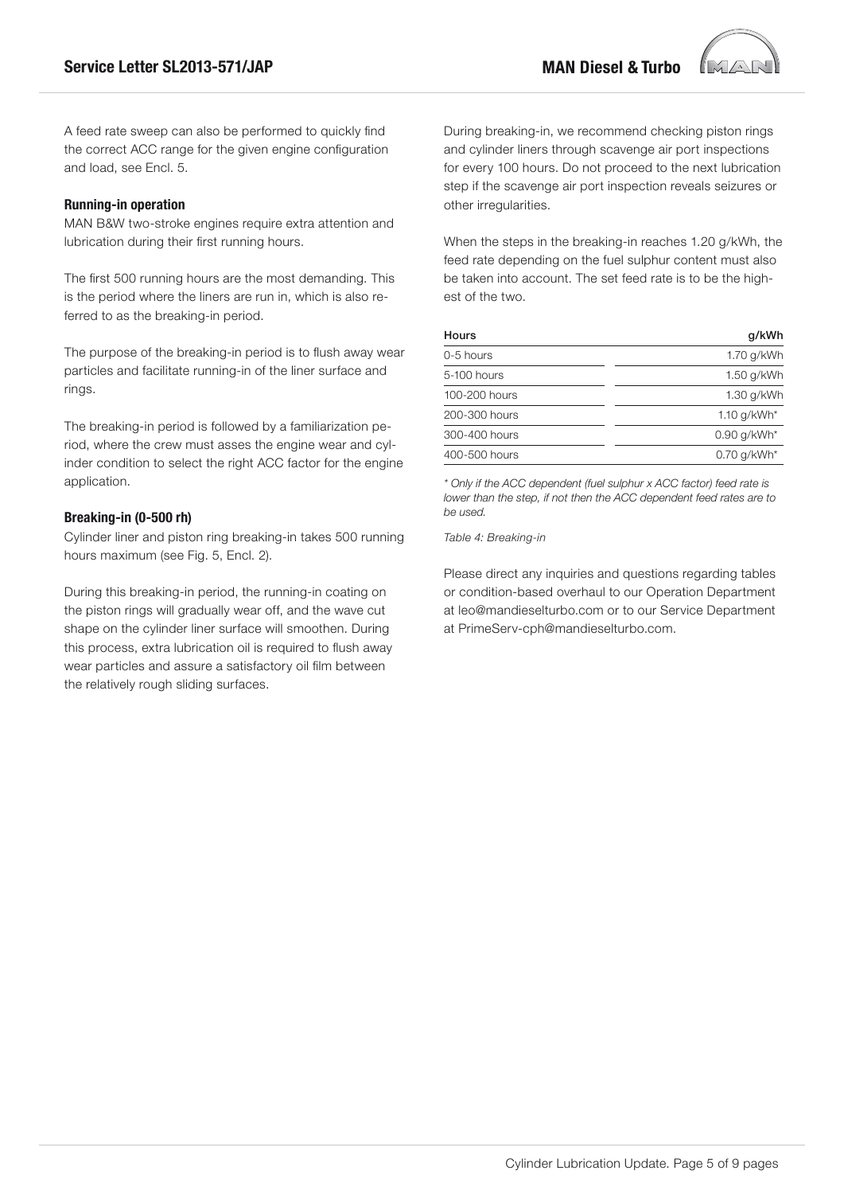A feed rate sweep can also be performed to quickly find the correct ACC range for the given engine configuration and load, see Encl. 5.

### Running-in operation

MAN B&W two-stroke engines require extra attention and lubrication during their first running hours.

The first 500 running hours are the most demanding. This is the period where the liners are run in, which is also referred to as the breaking-in period.

The purpose of the breaking-in period is to flush away wear particles and facilitate running-in of the liner surface and rings.

The breaking-in period is followed by a familiarization period, where the crew must asses the engine wear and cylinder condition to select the right ACC factor for the engine application.

### Breaking-in (0-500 rh)

Cylinder liner and piston ring breaking-in takes 500 running hours maximum (see Fig. 5, Encl. 2).

During this breaking-in period, the running-in coating on the piston rings will gradually wear off, and the wave cut shape on the cylinder liner surface will smoothen. During this process, extra lubrication oil is required to flush away wear particles and assure a satisfactory oil film between the relatively rough sliding surfaces.

During breaking-in, we recommend checking piston rings and cylinder liners through scavenge air port inspections for every 100 hours. Do not proceed to the next lubrication step if the scavenge air port inspection reveals seizures or other irregularities.

When the steps in the breaking-in reaches 1.20 g/kWh, the feed rate depending on the fuel sulphur content must also be taken into account. The set feed rate is to be the highest of the two.

| Hours | g/kWh |
|---|---|
| 0-5 hours | 1.70 g/kWh |
| 5-100 hours | 1.50 g/kWh |
| 100-200 hours | 1.30 g/kWh |
| 200-300 hours | 1.10 g/kWh* |
| 300-400 hours | 0.90 g/kWh* |
| 400-500 hours | 0.70 g/kWh* |

*\* Only if the ACC dependent (fuel sulphur x ACC factor) feed rate is lower than the step, if not then the ACC dependent feed rates are to be used.*

*Table 4: Breaking-in*

Please direct any inquiries and questions regarding tables or condition-based overhaul to our Operation Department at leo@mandieselturbo.com or to our Service Department at PrimeServ-cph@mandieselturbo.com.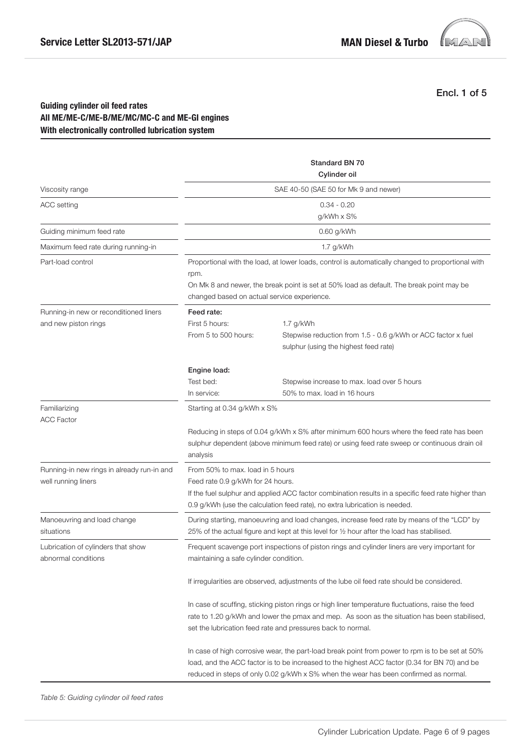Encl. 1 of 5

### Guiding cylinder oil feed rates
### All ME/ME-C/ME-B/ME/MC/MC-C and ME-GI engines
### With electronically controlled lubrication system

| | Standard BN 70<br>Cylinder oil |
|---|---|
| Viscosity range | SAE 40-50 (SAE 50 for Mk 9 and newer) |
| ACC setting | 0.34 - 0.20<br>g/kWh x S% |
| Guiding minimum feed rate | 0.60 g/kWh |
| Maximum feed rate during running-in | 1.7 g/kWh |
| Part-load control | Proportional with the load, at lower loads, control is automatically changed to proportional with rpm.<br>On Mk 8 and newer, the break point is set at 50% load as default. The break point may be changed based on actual service experience. |
| Running-in new or reconditioned liners and new piston rings | **Feed rate:**<br>First 5 hours: 1.7 g/kWh<br>From 5 to 500 hours: Stepwise reduction from 1.5 - 0.6 g/kWh or ACC factor x fuel sulphur (using the highest feed rate)<br><br>**Engine load:**<br>Test bed: Stepwise increase to max. load over 5 hours<br>In service: 50% to max. load in 16 hours |
| Familiarizing<br>ACC Factor | Starting at 0.34 g/kWh x S%<br><br>Reducing in steps of 0.04 g/kWh x S% after minimum 600 hours where the feed rate has been sulphur dependent (above minimum feed rate) or using feed rate sweep or continuous drain oil analysis |
| Running-in new rings in already run-in and well running liners | From 50% to max. load in 5 hours<br>Feed rate 0.9 g/kWh for 24 hours.<br>If the fuel sulphur and applied ACC factor combination results in a specific feed rate higher than 0.9 g/kWh (use the calculation feed rate), no extra lubrication is needed. |
| Manoeuvring and load change situations | During starting, manoeuvring and load changes, increase feed rate by means of the "LCD" by 25% of the actual figure and kept at this level for ½ hour after the load has stabilised. |
| Lubrication of cylinders that show abnormal conditions | Frequent scavenge port inspections of piston rings and cylinder liners are very important for maintaining a safe cylinder condition.<br><br>If irregularities are observed, adjustments of the lube oil feed rate should be considered.<br><br>In case of scuffing, sticking piston rings or high liner temperature fluctuations, raise the feed rate to 1.20 g/kWh and lower the pmax and mep. As soon as the situation has been stabilised, set the lubrication feed rate and pressures back to normal.<br><br>In case of high corrosive wear, the part-load break point from power to rpm is to be set at 50% load, and the ACC factor is to be increased to the highest ACC factor (0.34 for BN 70) and be reduced in steps of only 0.02 g/kWh x S% when the wear has been confirmed as normal. |

*Table 5: Guiding cylinder oil feed rates*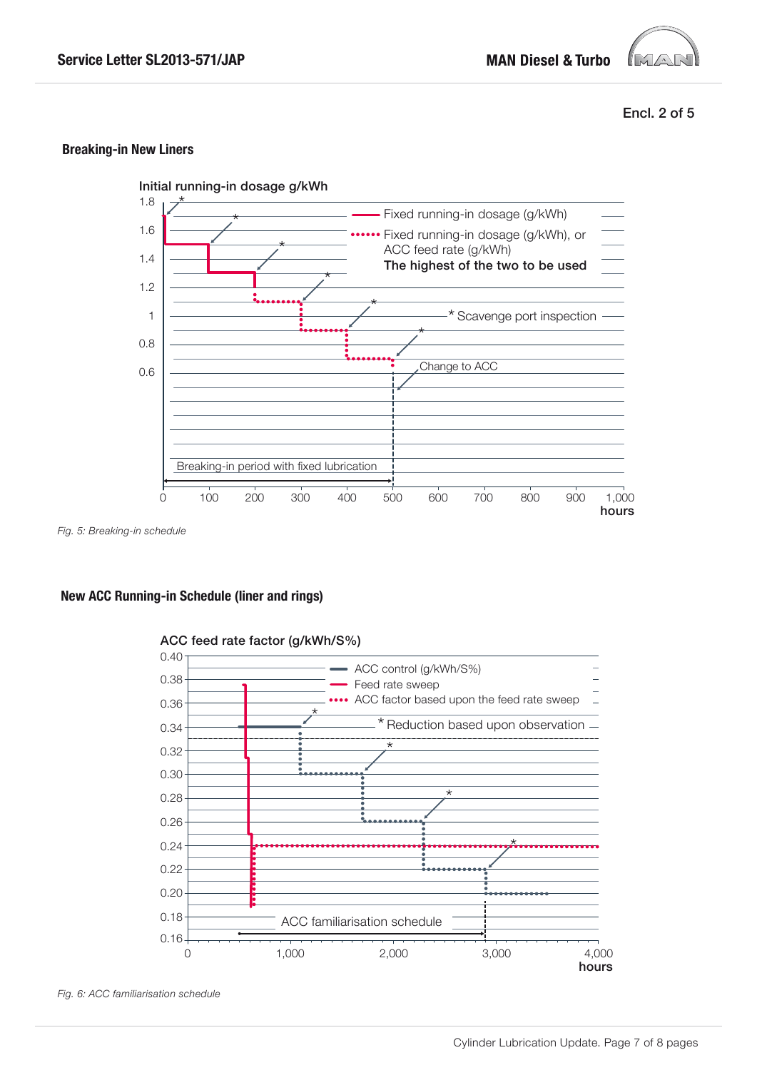Encl. 2 of 5

### Breaking-in New Liners

Initial running-in dosage g/kWh

- Fixed running-in dosage (g/kWh)
- Fixed running-in dosage (g/kWh), or ACC feed rate (g/kWh)
  **The highest of the two to be used**

\* Scavenge port inspection

Change to ACC

Breaking-in period with fixed lubrication

hours

*Fig. 5: Breaking-in schedule*

### New ACC Running-in Schedule (liner and rings)

ACC feed rate factor (g/kWh/S%)

- ACC control (g/kWh/S%)
- Feed rate sweep
- ACC factor based upon the feed rate sweep

\* Reduction based upon observation

ACC familiarisation schedule

hours

*Fig. 6: ACC familiarisation schedule*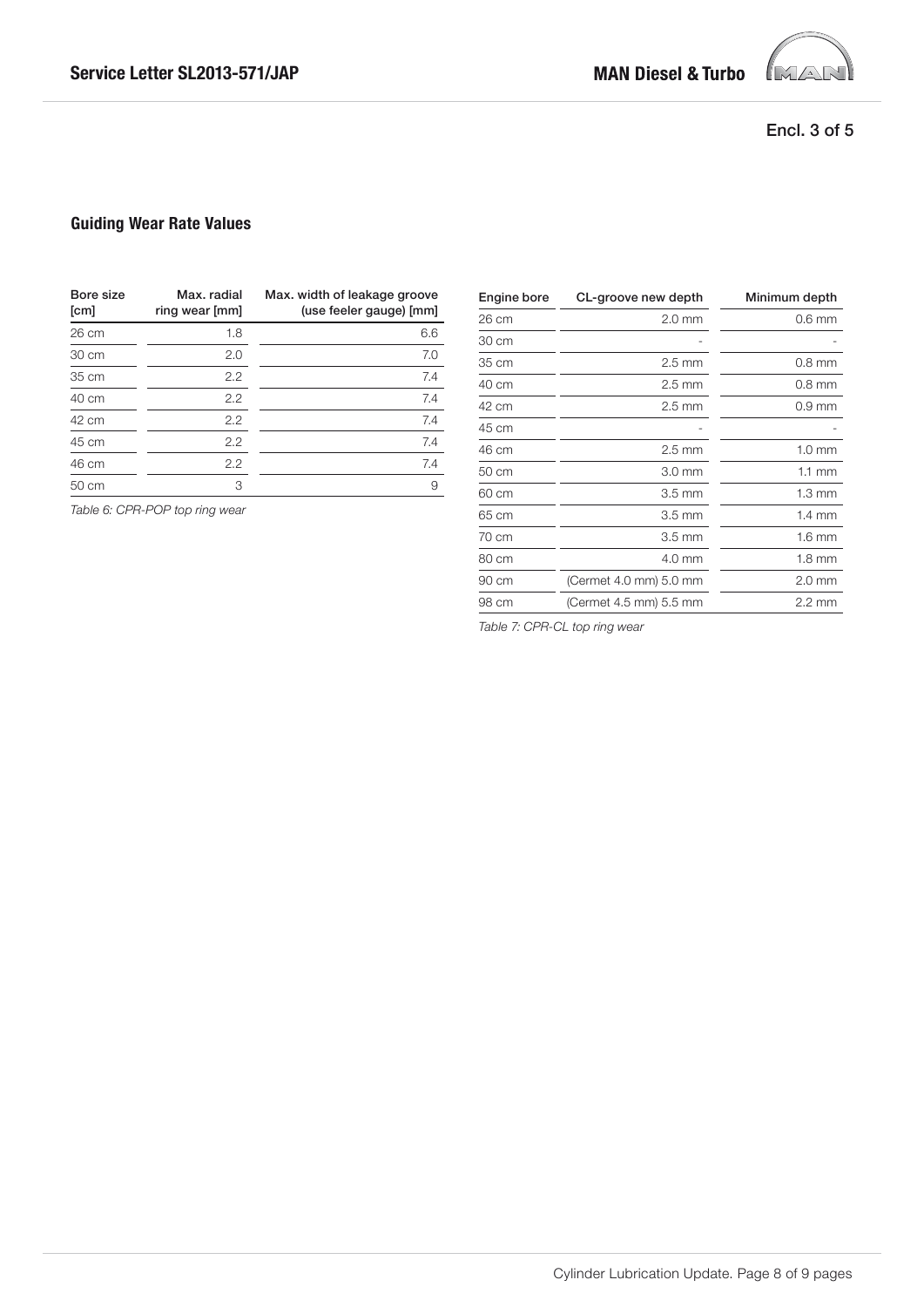Encl. 3 of 5

## Guiding Wear Rate Values

| Bore size [cm] | Max. radial ring wear [mm] | Max. width of leakage groove (use feeler gauge) [mm] |
|---|---|---|
| 26 cm | 1.8 | 6.6 |
| 30 cm | 2.0 | 7.0 |
| 35 cm | 2.2 | 7.4 |
| 40 cm | 2.2 | 7.4 |
| 42 cm | 2.2 | 7.4 |
| 45 cm | 2.2 | 7.4 |
| 46 cm | 2.2 | 7.4 |
| 50 cm | 3 | 9 |

*Table 6: CPR-POP top ring wear*

| Engine bore | CL-groove new depth | Minimum depth |
|---|---|---|
| 26 cm | 2.0 mm | 0.6 mm |
| 30 cm | - | - |
| 35 cm | 2.5 mm | 0.8 mm |
| 40 cm | 2.5 mm | 0.8 mm |
| 42 cm | 2.5 mm | 0.9 mm |
| 45 cm | - | - |
| 46 cm | 2.5 mm | 1.0 mm |
| 50 cm | 3.0 mm | 1.1 mm |
| 60 cm | 3.5 mm | 1.3 mm |
| 65 cm | 3.5 mm | 1.4 mm |
| 70 cm | 3.5 mm | 1.6 mm |
| 80 cm | 4.0 mm | 1.8 mm |
| 90 cm | (Cermet 4.0 mm) 5.0 mm | 2.0 mm |
| 98 cm | (Cermet 4.5 mm) 5.5 mm | 2.2 mm |

*Table 7: CPR-CL top ring wear*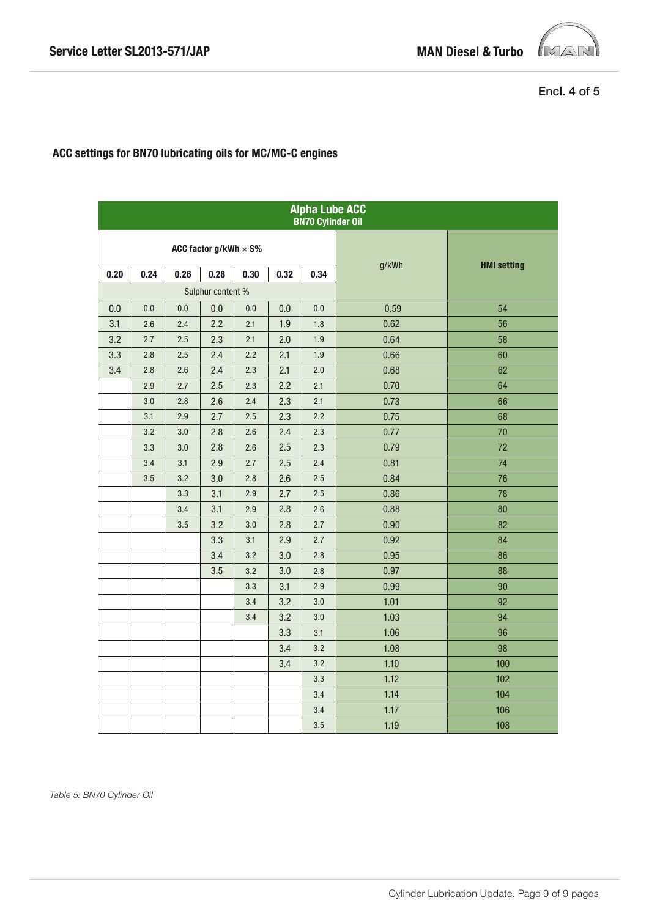Encl. 4 of 5

## ACC settings for BN70 lubricating oils for MC/MC-C engines

| Alpha Lube ACC BN70 Cylinder Oil | | | | | | | | |
|---|---|---|---|---|---|---|---|---|
| ACC factor g/kWh × S% | | | | | | | g/kWh | HMI setting |
| 0.20 | 0.24 | 0.26 | 0.28 | 0.30 | 0.32 | 0.34 | | |
| Sulphur content % | | | | | | | | |
| 0.0 | 0.0 | 0.0 | 0.0 | 0.0 | 0.0 | 0.0 | 0.59 | 54 |
| 3.1 | 2.6 | 2.4 | 2.2 | 2.1 | 1.9 | 1.8 | 0.62 | 56 |
| 3.2 | 2.7 | 2.5 | 2.3 | 2.1 | 2.0 | 1.9 | 0.64 | 58 |
| 3.3 | 2.8 | 2.5 | 2.4 | 2.2 | 2.1 | 1.9 | 0.66 | 60 |
| 3.4 | 2.8 | 2.6 | 2.4 | 2.3 | 2.1 | 2.0 | 0.68 | 62 |
| | 2.9 | 2.7 | 2.5 | 2.3 | 2.2 | 2.1 | 0.70 | 64 |
| | 3.0 | 2.8 | 2.6 | 2.4 | 2.3 | 2.1 | 0.73 | 66 |
| | 3.1 | 2.9 | 2.7 | 2.5 | 2.3 | 2.2 | 0.75 | 68 |
| | 3.2 | 3.0 | 2.8 | 2.6 | 2.4 | 2.3 | 0.77 | 70 |
| | 3.3 | 3.0 | 2.8 | 2.6 | 2.5 | 2.3 | 0.79 | 72 |
| | 3.4 | 3.1 | 2.9 | 2.7 | 2.5 | 2.4 | 0.81 | 74 |
| | 3.5 | 3.2 | 3.0 | 2.8 | 2.6 | 2.5 | 0.84 | 76 |
| | | 3.3 | 3.1 | 2.9 | 2.7 | 2.5 | 0.86 | 78 |
| | | 3.4 | 3.1 | 2.9 | 2.8 | 2.6 | 0.88 | 80 |
| | | 3.5 | 3.2 | 3.0 | 2.8 | 2.7 | 0.90 | 82 |
| | | | 3.3 | 3.1 | 2.9 | 2.7 | 0.92 | 84 |
| | | | 3.4 | 3.2 | 3.0 | 2.8 | 0.95 | 86 |
| | | | 3.5 | 3.2 | 3.0 | 2.8 | 0.97 | 88 |
| | | | | 3.3 | 3.1 | 2.9 | 0.99 | 90 |
| | | | | 3.4 | 3.2 | 3.0 | 1.01 | 92 |
| | | | | 3.4 | 3.2 | 3.0 | 1.03 | 94 |
| | | | | | 3.3 | 3.1 | 1.06 | 96 |
| | | | | | 3.4 | 3.2 | 1.08 | 98 |
| | | | | | 3.4 | 3.2 | 1.10 | 100 |
| | | | | | | 3.3 | 1.12 | 102 |
| | | | | | | 3.4 | 1.14 | 104 |
| | | | | | | 3.4 | 1.17 | 106 |
| | | | | | | 3.5 | 1.19 | 108 |

*Table 5: BN70 Cylinder Oil*